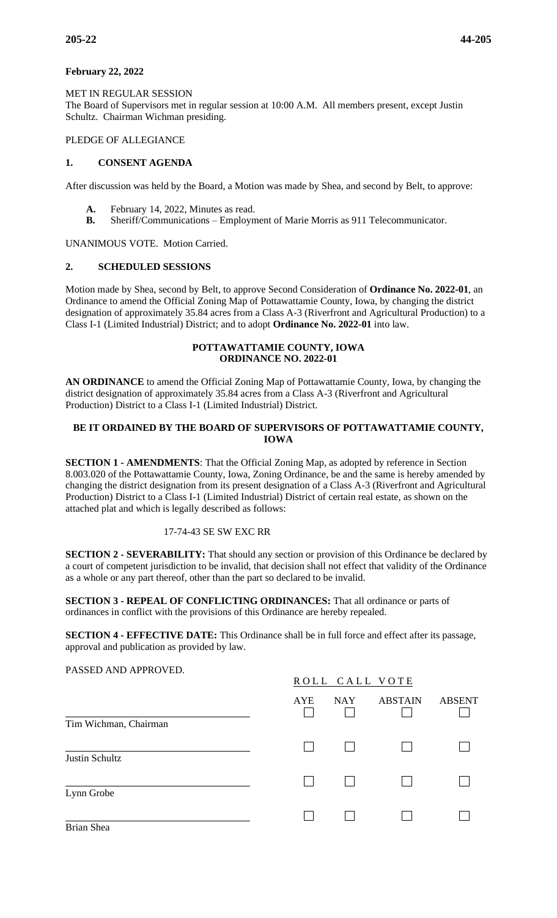**February 22, 2022**

MET IN REGULAR SESSION
The Board of Supervisors met in regular session at 10:00 A.M. All members present, except Justin Schultz. Chairman Wichman presiding.

PLEDGE OF ALLEGIANCE

## 1. CONSENT AGENDA

After discussion was held by the Board, a Motion was made by Shea, and second by Belt, to approve:

**A.** February 14, 2022, Minutes as read.
**B.** Sheriff/Communications – Employment of Marie Morris as 911 Telecommunicator.

UNANIMOUS VOTE. Motion Carried.

## 2. SCHEDULED SESSIONS

Motion made by Shea, second by Belt, to approve Second Consideration of **Ordinance No. 2022-01**, an Ordinance to amend the Official Zoning Map of Pottawattamie County, Iowa, by changing the district designation of approximately 35.84 acres from a Class A-3 (Riverfront and Agricultural Production) to a Class I-1 (Limited Industrial) District; and to adopt **Ordinance No. 2022-01** into law.

### POTTAWATTAMIE COUNTY, IOWA
### ORDINANCE NO. 2022-01

**AN ORDINANCE** to amend the Official Zoning Map of Pottawattamie County, Iowa, by changing the district designation of approximately 35.84 acres from a Class A-3 (Riverfront and Agricultural Production) District to a Class I-1 (Limited Industrial) District.

**BE IT ORDAINED BY THE BOARD OF SUPERVISORS OF POTTAWATTAMIE COUNTY, IOWA**

**SECTION 1 - AMENDMENTS**: That the Official Zoning Map, as adopted by reference in Section 8.003.020 of the Pottawattamie County, Iowa, Zoning Ordinance, be and the same is hereby amended by changing the district designation from its present designation of a Class A-3 (Riverfront and Agricultural Production) District to a Class I-1 (Limited Industrial) District of certain real estate, as shown on the attached plat and which is legally described as follows:

17-74-43 SE SW EXC RR

**SECTION 2 - SEVERABILITY:** That should any section or provision of this Ordinance be declared by a court of competent jurisdiction to be invalid, that decision shall not effect that validity of the Ordinance as a whole or any part thereof, other than the part so declared to be invalid.

**SECTION 3 - REPEAL OF CONFLICTING ORDINANCES:** That all ordinance or parts of ordinances in conflict with the provisions of this Ordinance are hereby repealed.

**SECTION 4 - EFFECTIVE DATE:** This Ordinance shall be in full force and effect after its passage, approval and publication as provided by law.

PASSED AND APPROVED.

ROLL CALL VOTE

| | AYE | NAY | ABSTAIN | ABSENT |
|---|---|---|---|---|
| Tim Wichman, Chairman | ☐ | ☐ | ☐ | ☐ |
| Justin Schultz | ☐ | ☐ | ☐ | ☐ |
| Lynn Grobe | ☐ | ☐ | ☐ | ☐ |
| Brian Shea | ☐ | ☐ | ☐ | ☐ |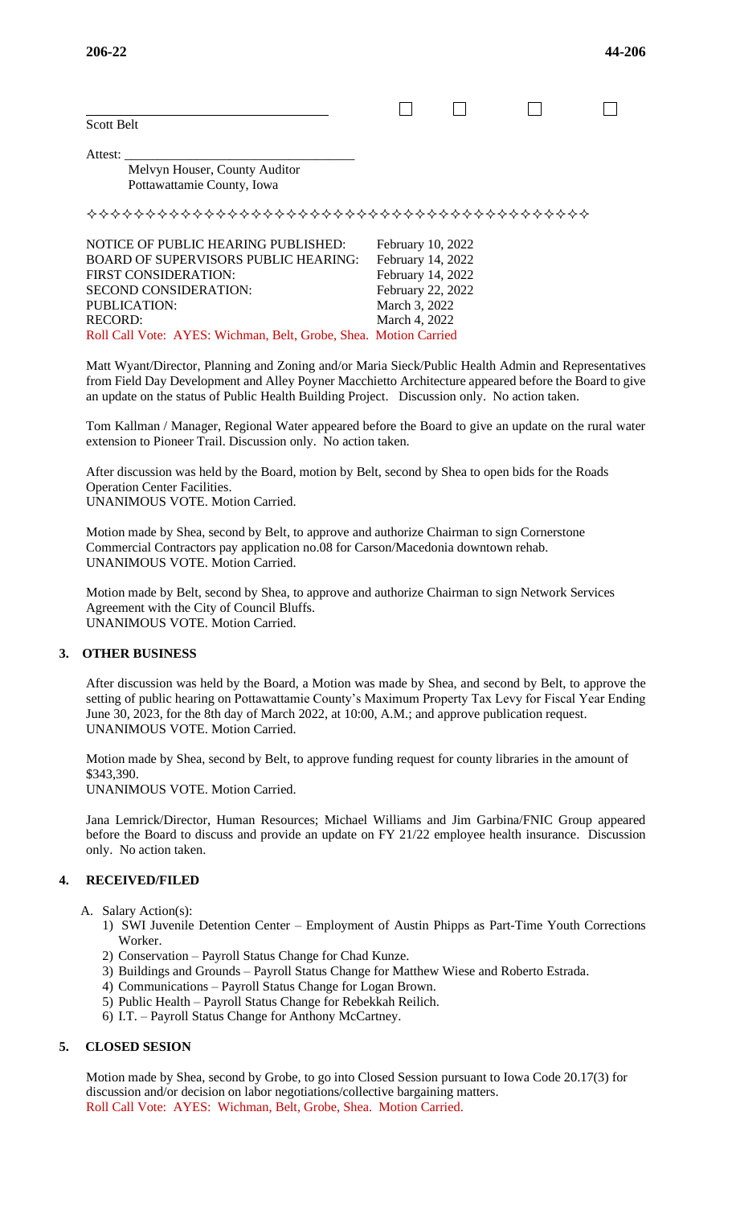\_\_\_\_\_\_\_\_\_\_\_\_\_\_\_\_\_\_\_\_\_\_\_\_\_\_\_\_\_\_\_\_\_\_ ☐ ☐ ☐ ☐

Scott Belt

Attest: \_\_\_\_\_\_\_\_\_\_\_\_\_\_\_\_\_\_\_\_\_\_\_\_\_\_\_\_\_\_\_\_

Melvyn Houser, County Auditor
Pottawattamie County, Iowa

✧✧✧✧✧✧✧✧✧✧✧✧✧✧✧✧✧✧✧✧✧✧✧✧✧✧✧✧✧✧✧✧✧✧✧✧✧✧

| | |
|---|---|
| NOTICE OF PUBLIC HEARING PUBLISHED: | February 10, 2022 |
| BOARD OF SUPERVISORS PUBLIC HEARING: | February 14, 2022 |
| FIRST CONSIDERATION: | February 14, 2022 |
| SECOND CONSIDERATION: | February 22, 2022 |
| PUBLICATION: | March 3, 2022 |
| RECORD: | March 4, 2022 |

Roll Call Vote: AYES: Wichman, Belt, Grobe, Shea. Motion Carried

Matt Wyant/Director, Planning and Zoning and/or Maria Sieck/Public Health Admin and Representatives from Field Day Development and Alley Poyner Macchietto Architecture appeared before the Board to give an update on the status of Public Health Building Project. Discussion only. No action taken.

Tom Kallman / Manager, Regional Water appeared before the Board to give an update on the rural water extension to Pioneer Trail. Discussion only. No action taken.

After discussion was held by the Board, motion by Belt, second by Shea to open bids for the Roads Operation Center Facilities.
UNANIMOUS VOTE. Motion Carried.

Motion made by Shea, second by Belt, to approve and authorize Chairman to sign Cornerstone Commercial Contractors pay application no.08 for Carson/Macedonia downtown rehab.
UNANIMOUS VOTE. Motion Carried.

Motion made by Belt, second by Shea, to approve and authorize Chairman to sign Network Services Agreement with the City of Council Bluffs.
UNANIMOUS VOTE. Motion Carried.

## 3. OTHER BUSINESS

After discussion was held by the Board, a Motion was made by Shea, and second by Belt, to approve the setting of public hearing on Pottawattamie County's Maximum Property Tax Levy for Fiscal Year Ending June 30, 2023, for the 8th day of March 2022, at 10:00, A.M.; and approve publication request.
UNANIMOUS VOTE. Motion Carried.

Motion made by Shea, second by Belt, to approve funding request for county libraries in the amount of $343,390.
UNANIMOUS VOTE. Motion Carried.

Jana Lemrick/Director, Human Resources; Michael Williams and Jim Garbina/FNIC Group appeared before the Board to discuss and provide an update on FY 21/22 employee health insurance. Discussion only. No action taken.

## 4. RECEIVED/FILED

A. Salary Action(s):
   1) SWI Juvenile Detention Center – Employment of Austin Phipps as Part-Time Youth Corrections Worker.
   2) Conservation – Payroll Status Change for Chad Kunze.
   3) Buildings and Grounds – Payroll Status Change for Matthew Wiese and Roberto Estrada.
   4) Communications – Payroll Status Change for Logan Brown.
   5) Public Health – Payroll Status Change for Rebekkah Reilich.
   6) I.T. – Payroll Status Change for Anthony McCartney.

## 5. CLOSED SESION

Motion made by Shea, second by Grobe, to go into Closed Session pursuant to Iowa Code 20.17(3) for discussion and/or decision on labor negotiations/collective bargaining matters.
Roll Call Vote: AYES: Wichman, Belt, Grobe, Shea. Motion Carried.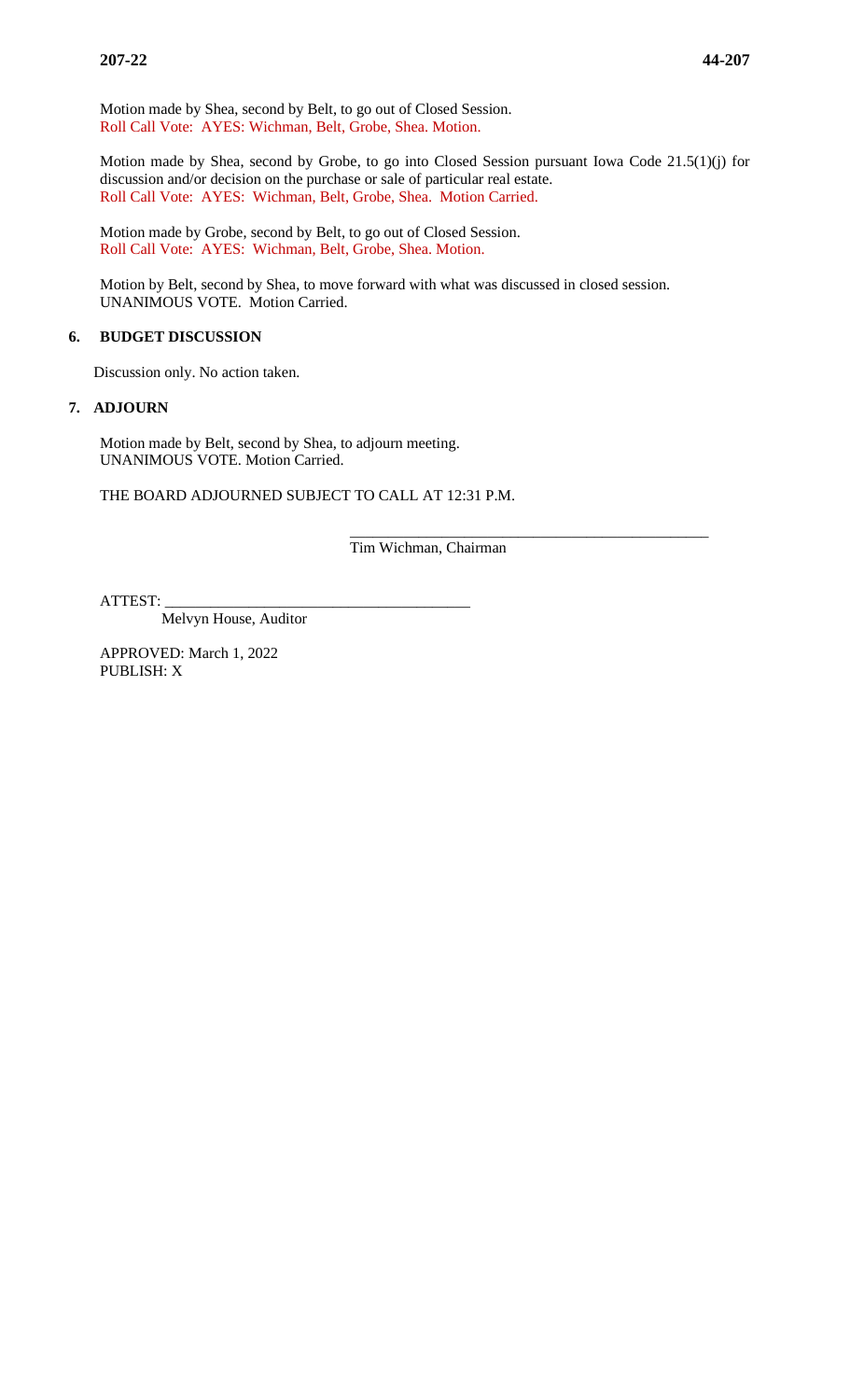Motion made by Shea, second by Belt, to go out of Closed Session.
Roll Call Vote: AYES: Wichman, Belt, Grobe, Shea. Motion.

Motion made by Shea, second by Grobe, to go into Closed Session pursuant Iowa Code 21.5(1)(j) for discussion and/or decision on the purchase or sale of particular real estate.
Roll Call Vote: AYES: Wichman, Belt, Grobe, Shea. Motion Carried.

Motion made by Grobe, second by Belt, to go out of Closed Session.
Roll Call Vote: AYES: Wichman, Belt, Grobe, Shea. Motion.

Motion by Belt, second by Shea, to move forward with what was discussed in closed session.
UNANIMOUS VOTE. Motion Carried.

## 6. BUDGET DISCUSSION

Discussion only. No action taken.

## 7. ADJOURN

Motion made by Belt, second by Shea, to adjourn meeting.
UNANIMOUS VOTE. Motion Carried.

THE BOARD ADJOURNED SUBJECT TO CALL AT 12:31 P.M.

_______________________________________________
Tim Wichman, Chairman

ATTEST: _______________________________________
Melvyn House, Auditor

APPROVED: March 1, 2022
PUBLISH: X